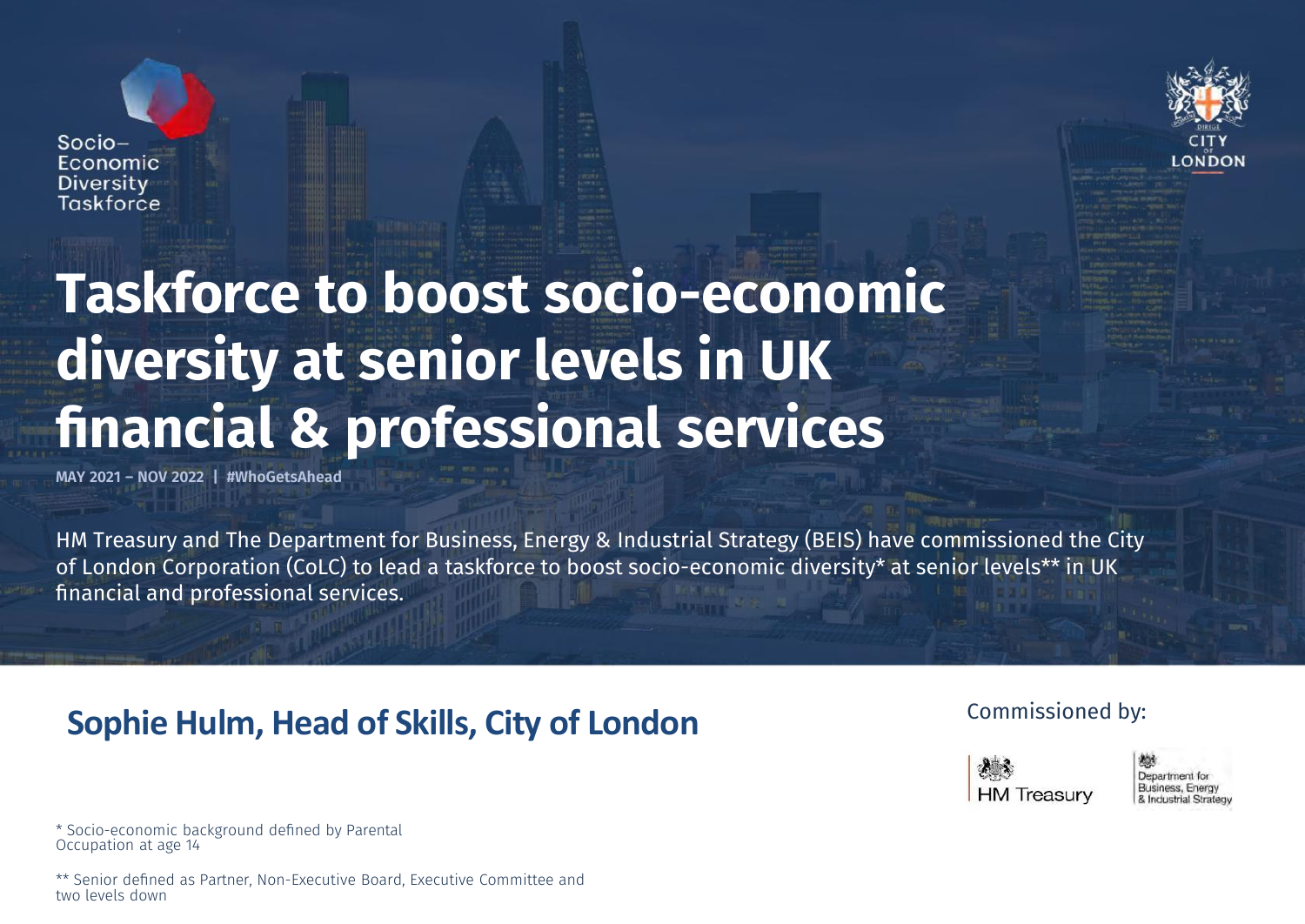Socio–Economic Diversity Taskforce

CITY OF LONDON

# Taskforce to boost socio-economic diversity at senior levels in UK financial & professional services

**MAY 2021 – NOV 2022 | #WhoGetsAhead**

HM Treasury and The Department for Business, Energy & Industrial Strategy (BEIS) have commissioned the City of London Corporation (CoLC) to lead a taskforce to boost socio-economic diversity* at senior levels** in UK financial and professional services.

## Sophie Hulm, Head of Skills, City of London

Commissioned by:

HM Treasury

Department for Business, Energy & Industrial Strategy

* Socio-economic background defined by Parental Occupation at age 14

** Senior defined as Partner, Non-Executive Board, Executive Committee and two levels down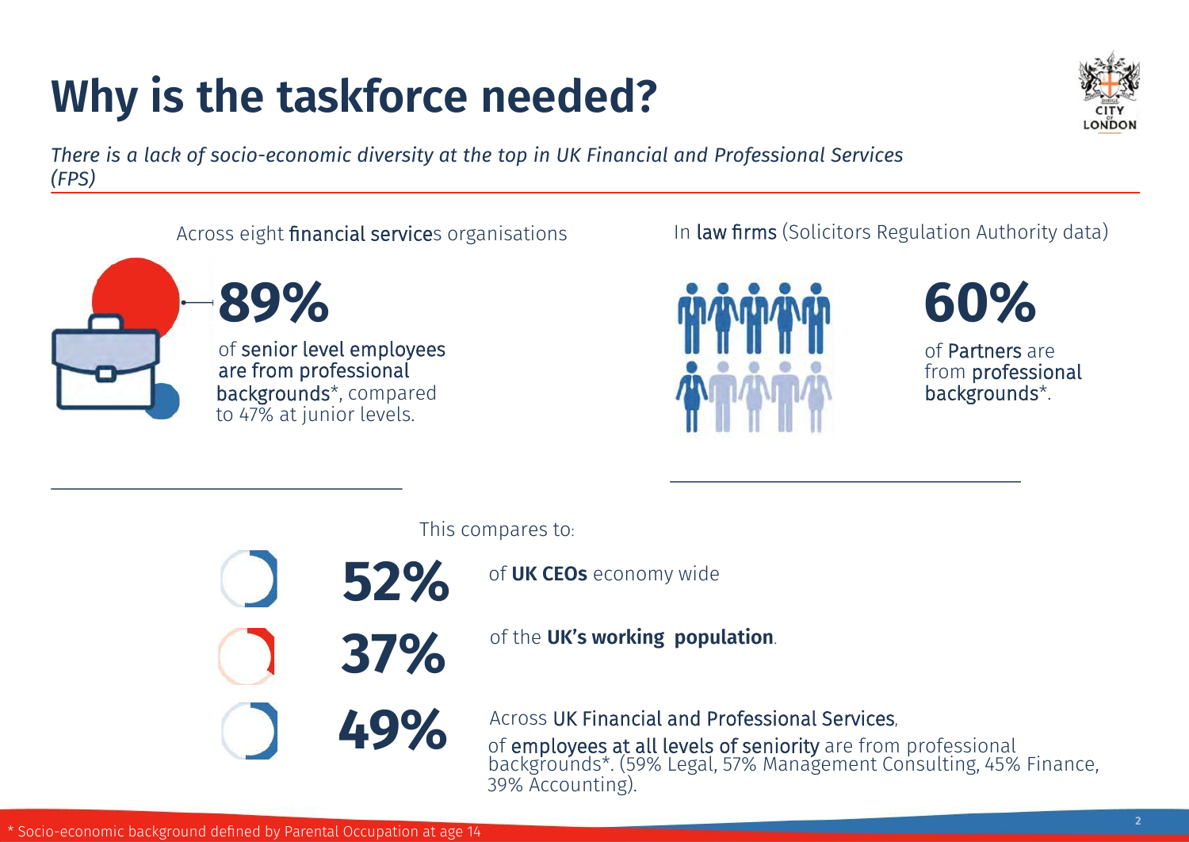# Why is the taskforce needed?

*There is a lack of socio-economic diversity at the top in UK Financial and Professional Services (FPS)*

Across eight financial services organisations

**89%**

of senior level employees are from professional backgrounds*, compared to 47% at junior levels.

In law firms (Solicitors Regulation Authority data)

**60%**

of Partners are from professional backgrounds*.

This compares to:

**52%** of **UK CEOs** economy wide

**37%** of the **UK's working population**.

**49%** Across UK Financial and Professional Services, of employees at all levels of seniority are from professional backgrounds*. (59% Legal, 57% Management Consulting, 45% Finance, 39% Accounting).

* Socio-economic background defined by Parental Occupation at age 14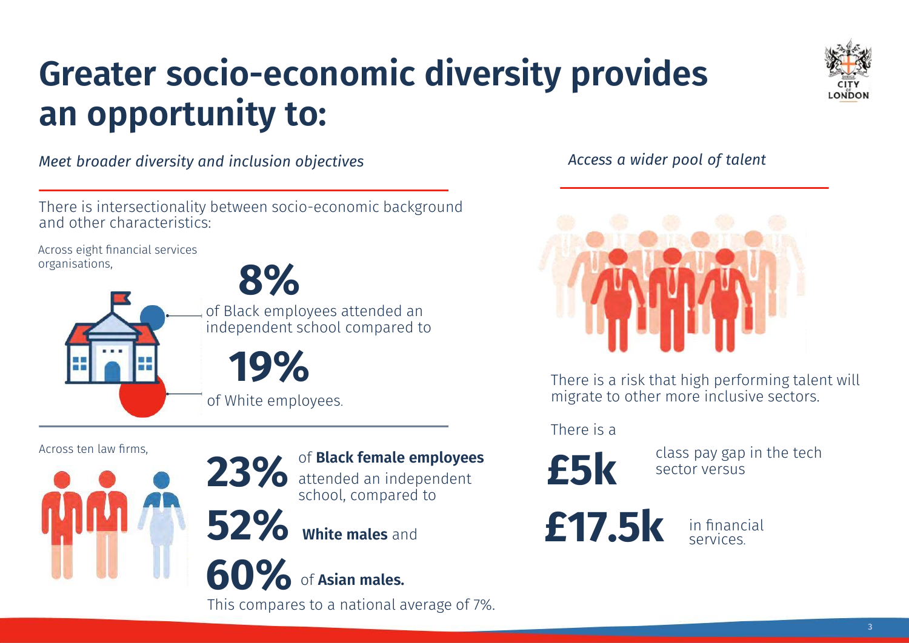# Greater socio-economic diversity provides an opportunity to:

*Meet broader diversity and inclusion objectives*

There is intersectionality between socio-economic background and other characteristics:

Across eight financial services organisations,

**8%** of Black employees attended an independent school compared to **19%** of White employees.

Across ten law firms,

**23%** of **Black female employees** attended an independent school, compared to **52%** **White males** and **60%** of **Asian males.**

This compares to a national average of 7%.

*Access a wider pool of talent*

There is a risk that high performing talent will migrate to other more inclusive sectors.

There is a **£5k** class pay gap in the tech sector versus **£17.5k** in financial services.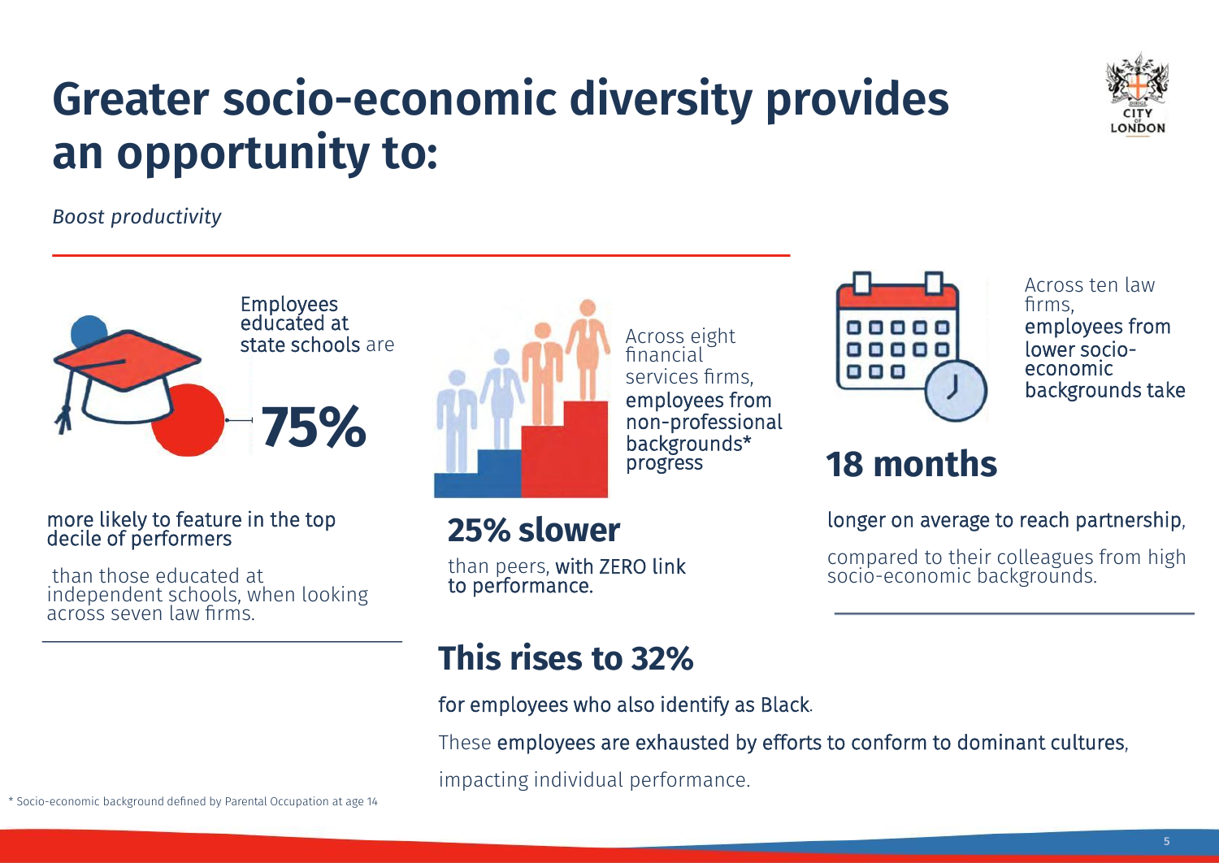# Greater socio-economic diversity provides an opportunity to:

*Boost productivity*

Employees educated at state schools are

**75%**

more likely to feature in the top decile of performers

than those educated at independent schools, when looking across seven law firms.

Across eight financial services firms, employees from non-professional backgrounds* progress

**25% slower**

than peers, with ZERO link to performance.

**This rises to 32%**

for employees who also identify as Black.

These employees are exhausted by efforts to conform to dominant cultures, impacting individual performance.

Across ten law firms, employees from lower socio-economic backgrounds take

**18 months**

longer on average to reach partnership,

compared to their colleagues from high socio-economic backgrounds.

* Socio-economic background defined by Parental Occupation at age 14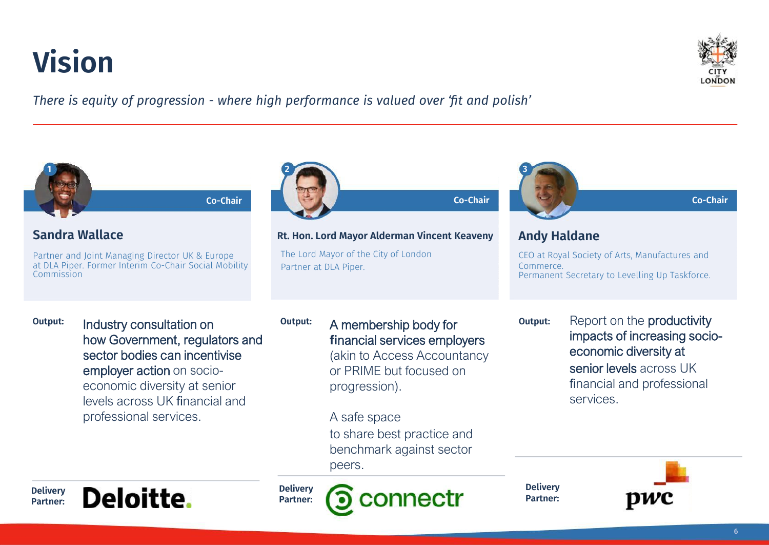# Vision

*There is equity of progression - where high performance is valued over 'fit and polish'*

## 1 Co-Chair

### Sandra Wallace

Partner and Joint Managing Director UK & Europe at DLA Piper. Former Interim Co-Chair Social Mobility Commission

**Output:** Industry consultation on how Government, regulators and sector bodies can incentivise employer action on socio-economic diversity at senior levels across UK financial and professional services.

**Delivery Partner:** Deloitte.

## 2 Co-Chair

### Rt. Hon. Lord Mayor Alderman Vincent Keaveny

The Lord Mayor of the City of London
Partner at DLA Piper.

**Output:** A membership body for financial services employers (akin to Access Accountancy or PRIME but focused on progression).

A safe space to share best practice and benchmark against sector peers.

**Delivery Partner:** connectr

## 3 Co-Chair

### Andy Haldane

CEO at Royal Society of Arts, Manufactures and Commerce.
Permanent Secretary to Levelling Up Taskforce.

**Output:** Report on the productivity impacts of increasing socio-economic diversity at senior levels across UK financial and professional services.

**Delivery Partner:** pwc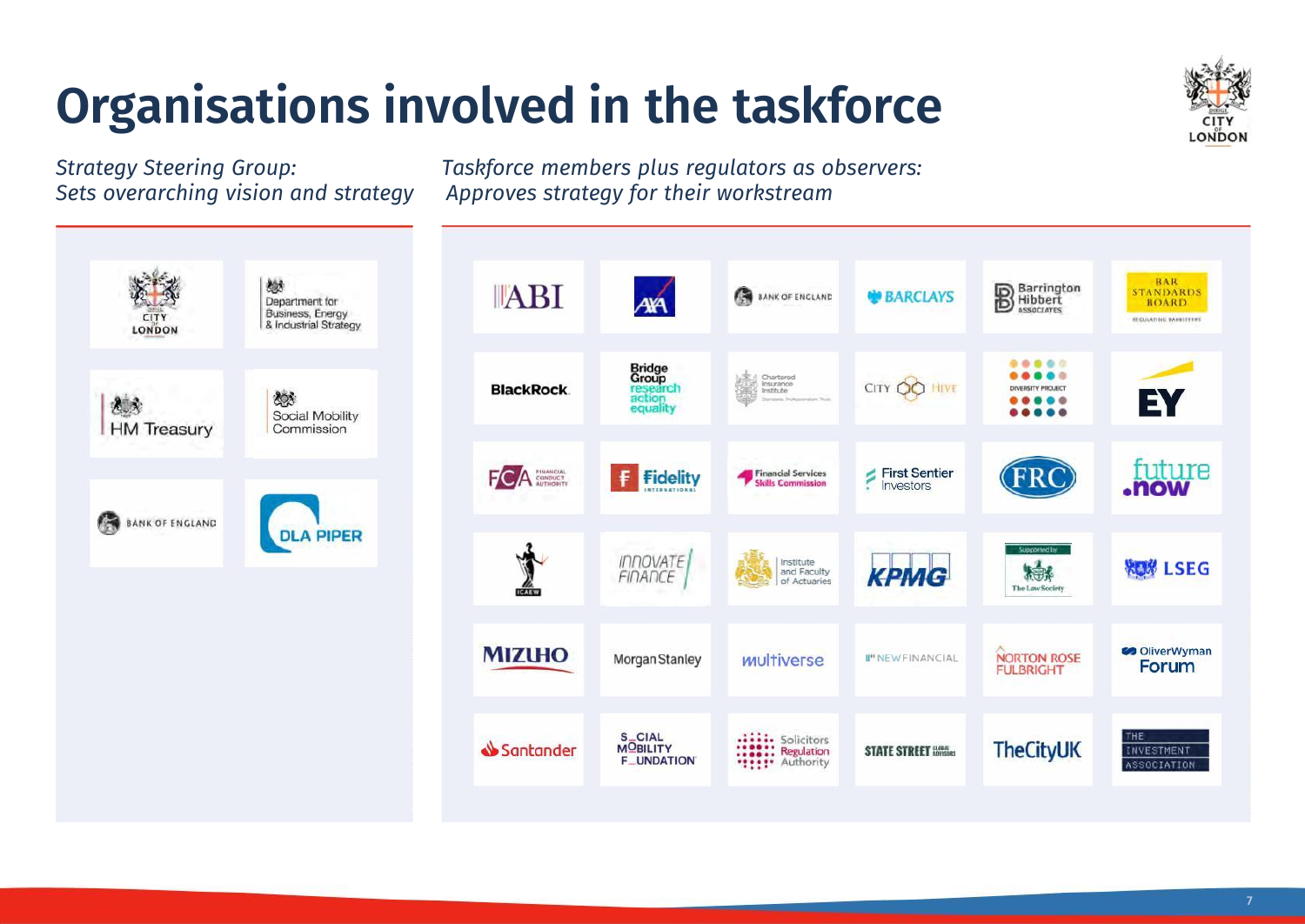# Organisations involved in the taskforce

*Strategy Steering Group:*
*Sets overarching vision and strategy*

- City of London
- Department for Business, Energy & Industrial Strategy
- HM Treasury
- Social Mobility Commission
- Bank of England
- DLA Piper

*Taskforce members plus regulators as observers:*
*Approves strategy for their workstream*

- ABI
- AXA
- Bank of England
- Barclays
- Barrington Hibbert Associates
- Bar Standards Board
- BlackRock
- Bridge Group
- research action equality
- Chartered Insurance Institute
- City Hive
- Diversity Project
- EY
- FCA Financial Conduct Authority
- Fidelity International
- Financial Services Skills Commission
- First Sentier Investors
- FRC
- future.now
- ICAEW
- Innovate Finance
- Institute and Faculty of Actuaries
- KPMG
- The Law Society
- LSEG
- Mizuho
- Morgan Stanley
- multiverse
- NewFinancial
- Norton Rose Fulbright
- Oliver Wyman Forum
- Santander
- Social Mobility Foundation
- Solicitors Regulation Authority
- State Street Global Advisors
- TheCityUK
- The Investment Association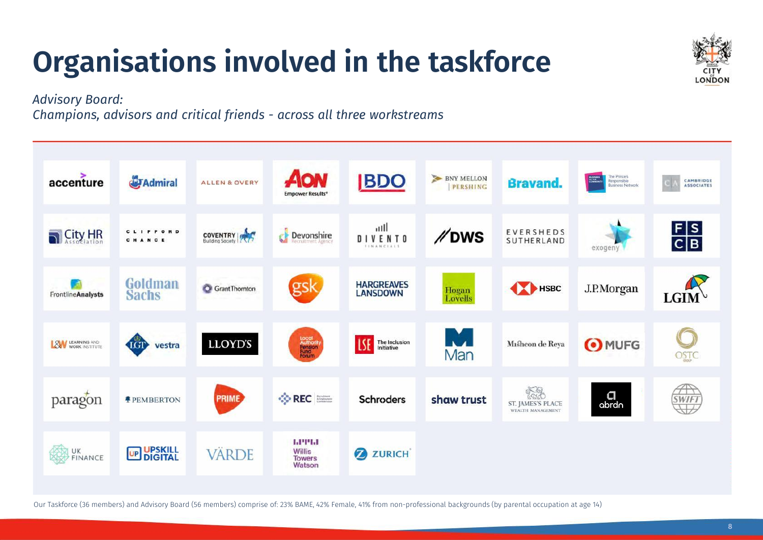# Organisations involved in the taskforce

*Advisory Board:*
*Champions, advisors and critical friends - across all three workstreams*

| | | | | | | | | |
|---|---|---|---|---|---|---|---|---|
| accenture | Admiral | ALLEN & OVERY | AON Empower Results | BDO | BNY MELLON PERSHING | Bravand. | The Prince's Responsible Business Network | CAMBRIDGE ASSOCIATES |
| City HR Association | CLIFFORD CHANCE | COVENTRY Building Society | Devonshire Recruitment Agency | DIVENTO FINANCIALS | DWS | EVERSHEDS SUTHERLAND | exogeny | FSCB |
| FrontlineAnalysts | Goldman Sachs | Grant Thornton | gsk | HARGREAVES LANSDOWN | Hogan Lovells | HSBC | J.P.Morgan | LGIM |
| L&W Learning and Work Institute | IGT vestra | LLOYD'S | Local Authority Pension Fund Forum | LSE The Inclusion Initiative | Man | Mishcon de Reya | MUFG | OSTC |
| paragon | PEMBERTON | PRIME | REC Recruitment & Employment Confederation | Schroders | shaw trust | ST. JAMES'S PLACE WEALTH MANAGEMENT | abrdn | SWIFT |
| UK FINANCE | UPSKILL DIGITAL | VÄRDE | Willis Towers Watson | ZURICH | | | | |

Our Taskforce (36 members) and Advisory Board (56 members) comprise of: 23% BAME, 42% Female, 41% from non-professional backgrounds (by parental occupation at age 14)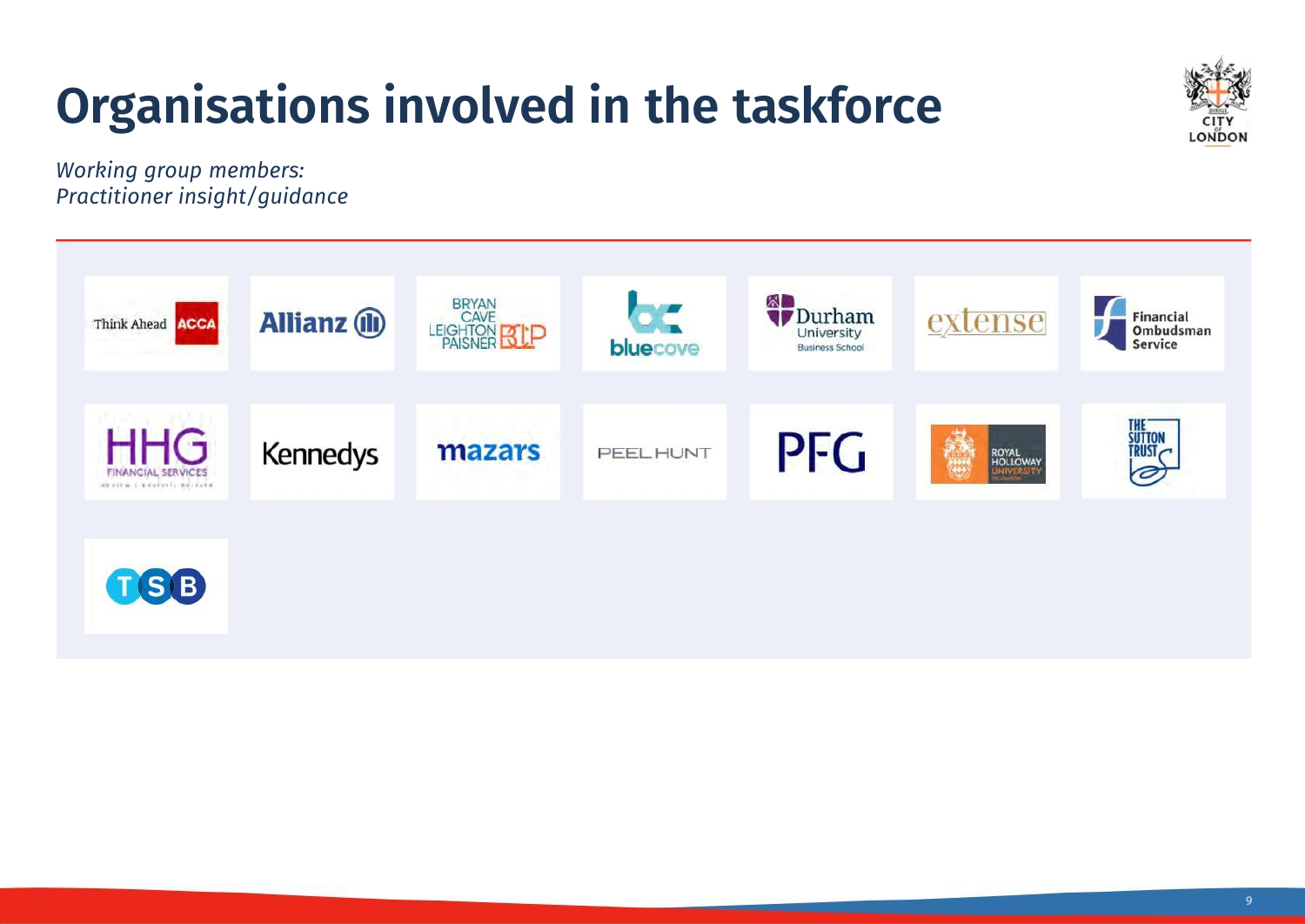# Organisations involved in the taskforce

*Working group members:*
*Practitioner insight/guidance*

- Think Ahead ACCA
- Allianz
- Bryan Cave Leighton Paisner BCLP
- bluecove
- Durham University Business School
- extense
- Financial Ombudsman Service
- HHG Financial Services
- Kennedys
- mazars
- PEEL HUNT
- PFG
- Royal Holloway University of London
- The Sutton Trust
- TSB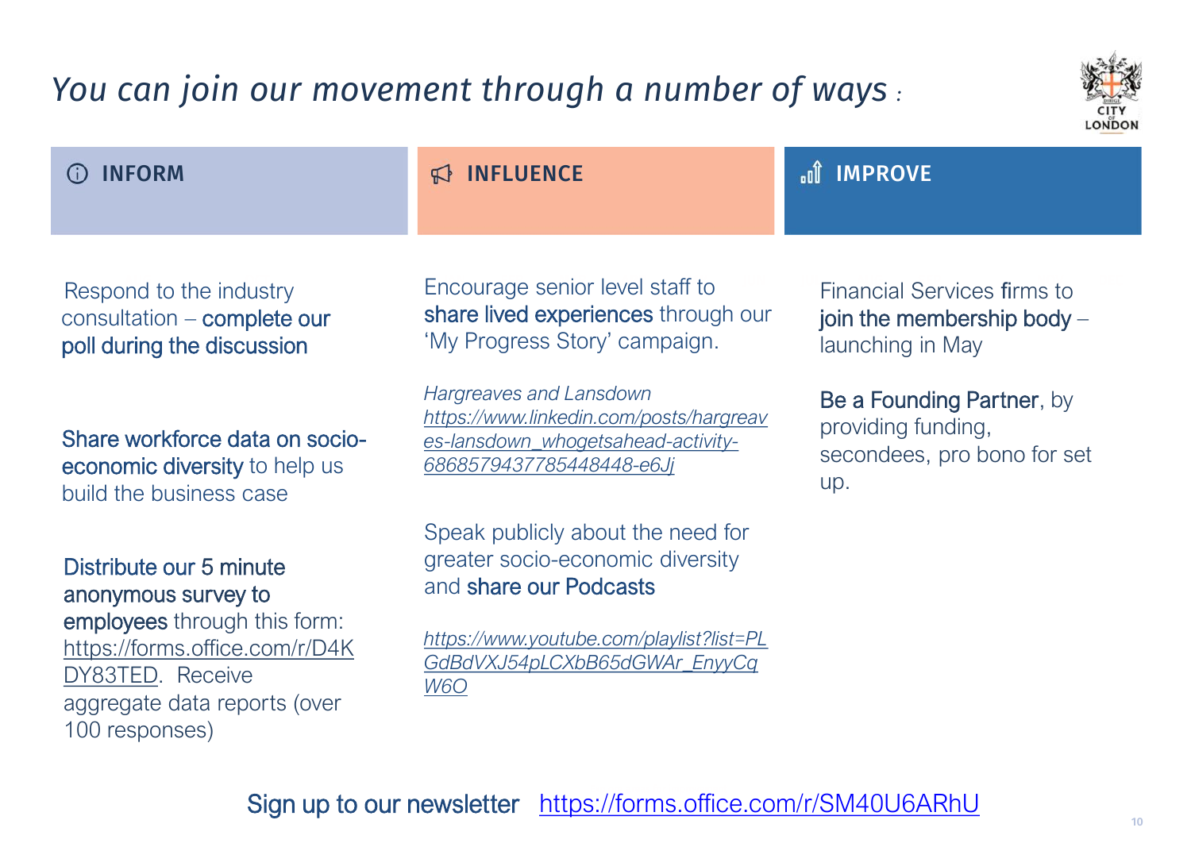# *You can join our movement through a number of ways :*

## INFORM

Respond to the industry consultation – complete our poll during the discussion

Share workforce data on socio-economic diversity to help us build the business case

Distribute our 5 minute anonymous survey to employees through this form: https://forms.office.com/r/D4KDY83TED. Receive aggregate data reports (over 100 responses)

## INFLUENCE

Encourage senior level staff to share lived experiences through our 'My Progress Story' campaign.

*Hargreaves and Lansdown*
*https://www.linkedin.com/posts/hargreaves-lansdown_whogetsahead-activity-6868579437785448448-e6Jj*

Speak publicly about the need for greater socio-economic diversity and share our Podcasts

*https://www.youtube.com/playlist?list=PLGdBdVXJ54pLCXbB65dGWAr_EnyyCqW6O*

## IMPROVE

Financial Services firms to join the membership body – launching in May

Be a Founding Partner, by providing funding, secondees, pro bono for set up.

Sign up to our newsletter https://forms.office.com/r/SM40U6ARhU